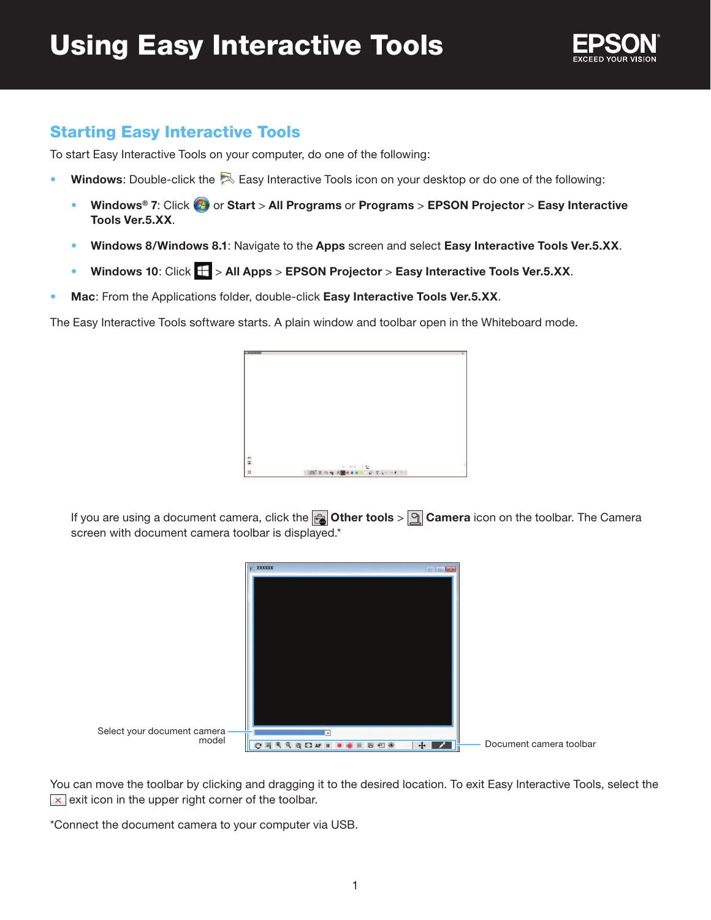# Using Easy Interactive Tools

## Starting Easy Interactive Tools

To start Easy Interactive Tools on your computer, do one of the following:

- **Windows**: Double-click the Easy Interactive Tools icon on your desktop or do one of the following:
  - **Windows® 7**: Click or **Start** > **All Programs** or **Programs** > **EPSON Projector** > **Easy Interactive Tools Ver.5.XX**.
  - **Windows 8/Windows 8.1**: Navigate to the **Apps** screen and select **Easy Interactive Tools Ver.5.XX**.
  - **Windows 10**: Click > **All Apps** > **EPSON Projector** > **Easy Interactive Tools Ver.5.XX**.
- **Mac**: From the Applications folder, double-click **Easy Interactive Tools Ver.5.XX**.

The Easy Interactive Tools software starts. A plain window and toolbar open in the Whiteboard mode.

If you are using a document camera, click the **Other tools** > **Camera** icon on the toolbar. The Camera screen with document camera toolbar is displayed.*

Select your document camera model

Document camera toolbar

You can move the toolbar by clicking and dragging it to the desired location. To exit Easy Interactive Tools, select the exit icon in the upper right corner of the toolbar.

*Connect the document camera to your computer via USB.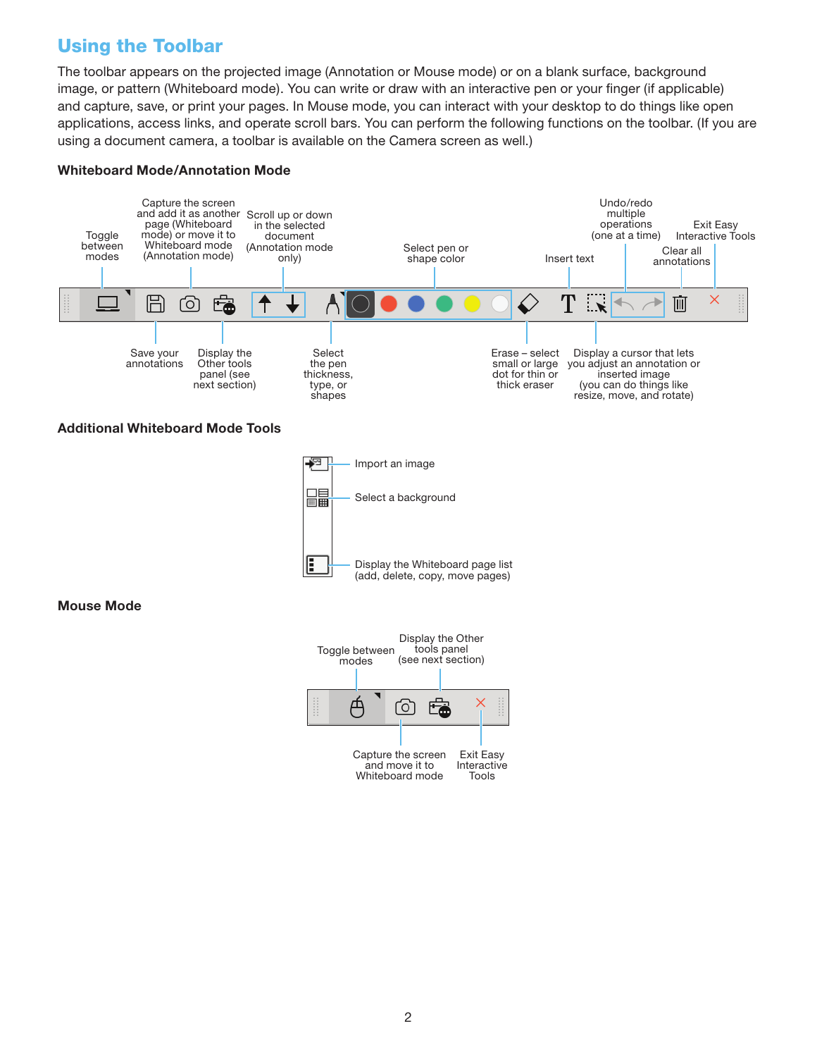## Using the Toolbar

The toolbar appears on the projected image (Annotation or Mouse mode) or on a blank surface, background image, or pattern (Whiteboard mode). You can write or draw with an interactive pen or your finger (if applicable) and capture, save, or print your pages. In Mouse mode, you can interact with your desktop to do things like open applications, access links, and operate scroll bars. You can perform the following functions on the toolbar. (If you are using a document camera, a toolbar is available on the Camera screen as well.)

### Whiteboard Mode/Annotation Mode

- Toggle between modes
- Save your annotations
- Capture the screen and add it as another page (Whiteboard mode) or move it to Whiteboard mode (Annotation mode)
- Display the Other tools panel (see next section)
- Scroll up or down in the selected document (Annotation mode only)
- Select the pen thickness, type, or shapes
- Select pen or shape color
- Erase – select small or large dot for thin or thick eraser
- Insert text
- Display a cursor that lets you adjust an annotation or inserted image (you can do things like resize, move, and rotate)
- Undo/redo multiple operations (one at a time)
- Clear all annotations
- Exit Easy Interactive Tools

### Additional Whiteboard Mode Tools

- Import an image
- Select a background
- Display the Whiteboard page list (add, delete, copy, move pages)

### Mouse Mode

- Toggle between modes
- Capture the screen and move it to Whiteboard mode
- Display the Other tools panel (see next section)
- Exit Easy Interactive Tools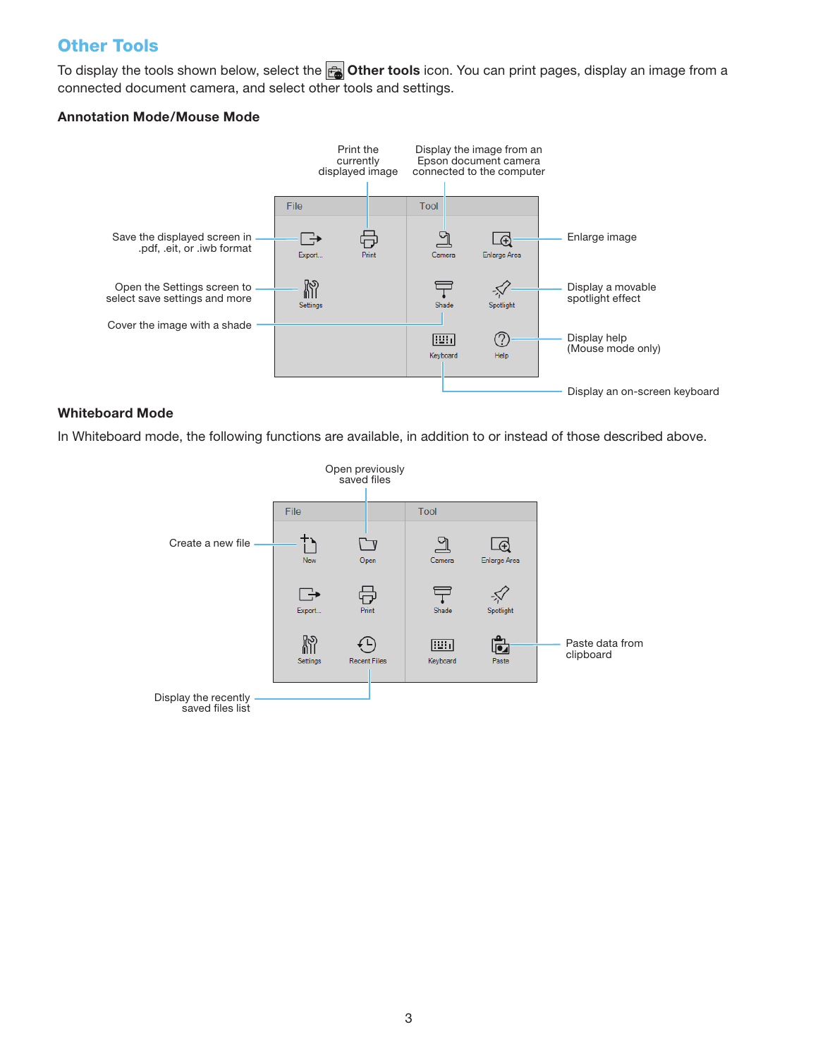## Other Tools

To display the tools shown below, select the **Other tools** icon. You can print pages, display an image from a connected document camera, and select other tools and settings.

### Annotation Mode/Mouse Mode

Print the currently displayed image

Display the image from an Epson document camera connected to the computer

Save the displayed screen in .pdf, .eit, or .iwb format

Enlarge image

Open the Settings screen to select save settings and more

Display a movable spotlight effect

Cover the image with a shade

Display help (Mouse mode only)

Display an on-screen keyboard

File | Tool

Export... | Print | Camera | Enlarge Area

Settings | Shade | Spotlight

Keyboard | Help

### Whiteboard Mode

In Whiteboard mode, the following functions are available, in addition to or instead of those described above.

Open previously saved files

Create a new file

Paste data from clipboard

Display the recently saved files list

File | Tool

New | Open | Camera | Enlarge Area

Export... | Print | Shade | Spotlight

Settings | Recent Files | Keyboard | Paste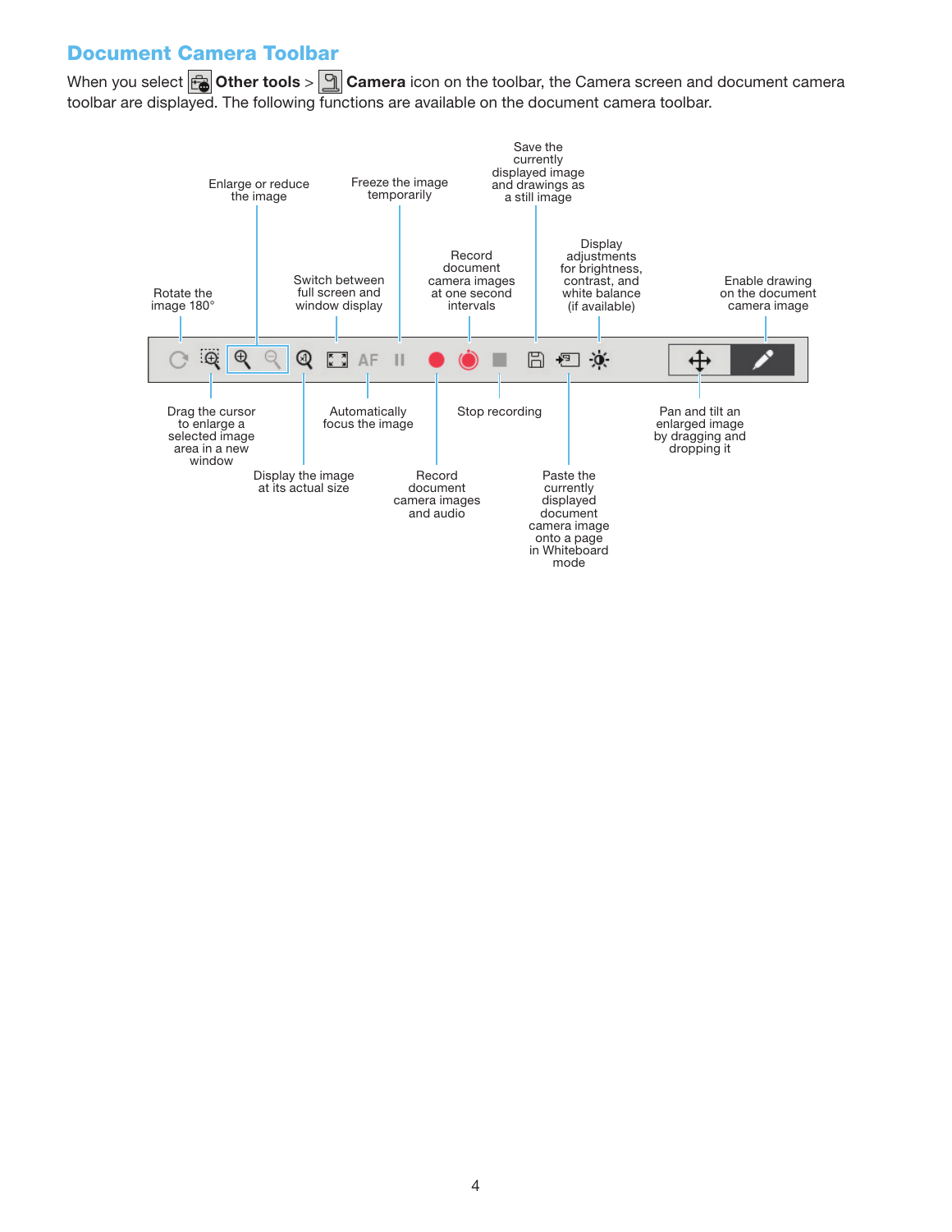## Document Camera Toolbar

When you select **Other tools** > **Camera** icon on the toolbar, the Camera screen and document camera toolbar are displayed. The following functions are available on the document camera toolbar.

- Rotate the image 180°
- Drag the cursor to enlarge a selected image area in a new window
- Enlarge or reduce the image
- Display the image at its actual size
- Switch between full screen and window display
- Automatically focus the image
- Freeze the image temporarily
- Record document camera images and audio
- Record document camera images at one second intervals
- Stop recording
- Save the currently displayed image and drawings as a still image
- Paste the currently displayed document camera image onto a page in Whiteboard mode
- Display adjustments for brightness, contrast, and white balance (if available)
- Pan and tilt an enlarged image by dragging and dropping it
- Enable drawing on the document camera image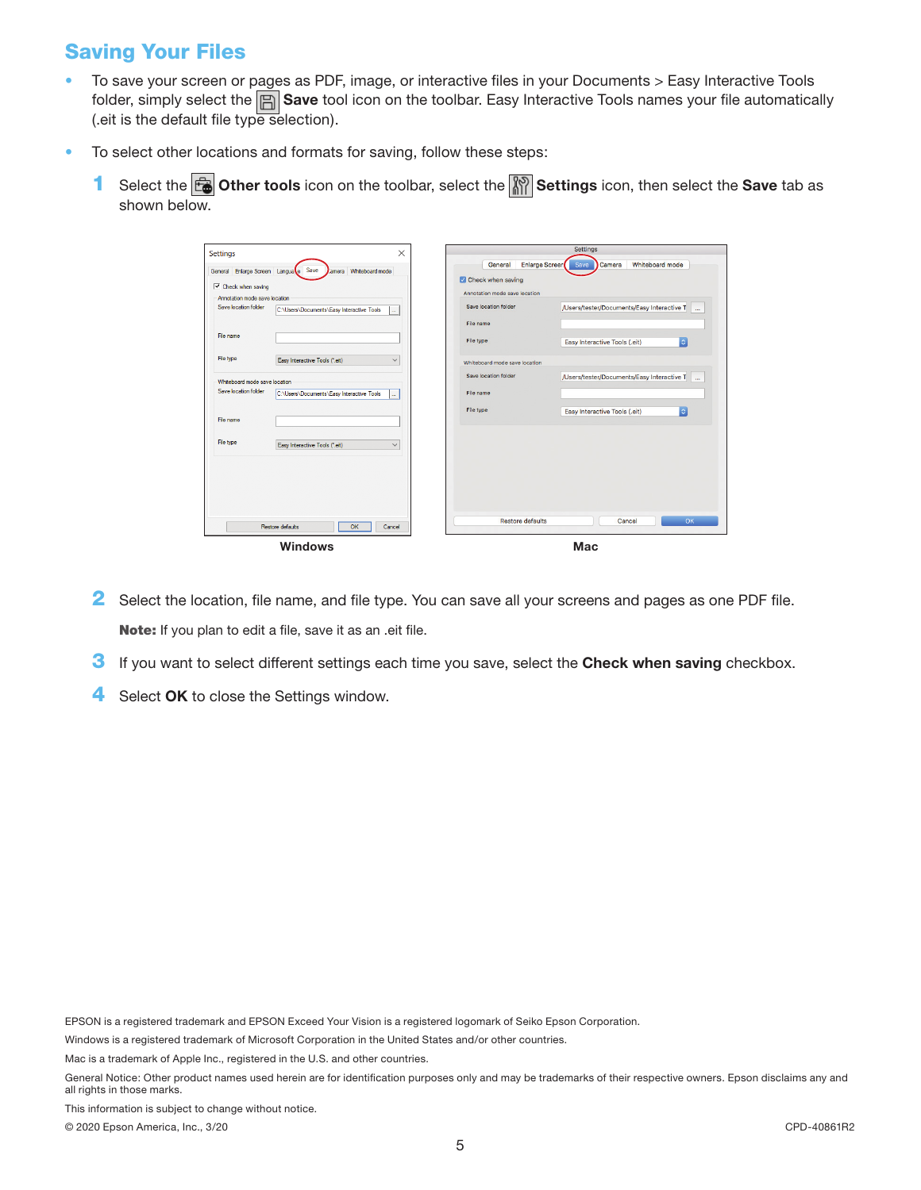## Saving Your Files

- To save your screen or pages as PDF, image, or interactive files in your Documents > Easy Interactive Tools folder, simply select the **Save** tool icon on the toolbar. Easy Interactive Tools names your file automatically (.eit is the default file type selection).
- To select other locations and formats for saving, follow these steps:

1. Select the **Other tools** icon on the toolbar, select the **Settings** icon, then select the **Save** tab as shown below.

   Windows

   Mac

2. Select the location, file name, and file type. You can save all your screens and pages as one PDF file.

   **Note:** If you plan to edit a file, save it as an .eit file.

3. If you want to select different settings each time you save, select the **Check when saving** checkbox.
4. Select **OK** to close the Settings window.

EPSON is a registered trademark and EPSON Exceed Your Vision is a registered logomark of Seiko Epson Corporation.

Windows is a registered trademark of Microsoft Corporation in the United States and/or other countries.

Mac is a trademark of Apple Inc., registered in the U.S. and other countries.

General Notice: Other product names used herein are for identification purposes only and may be trademarks of their respective owners. Epson disclaims any and all rights in those marks.

This information is subject to change without notice.

© 2020 Epson America, Inc., 3/20

CPD-40861R2